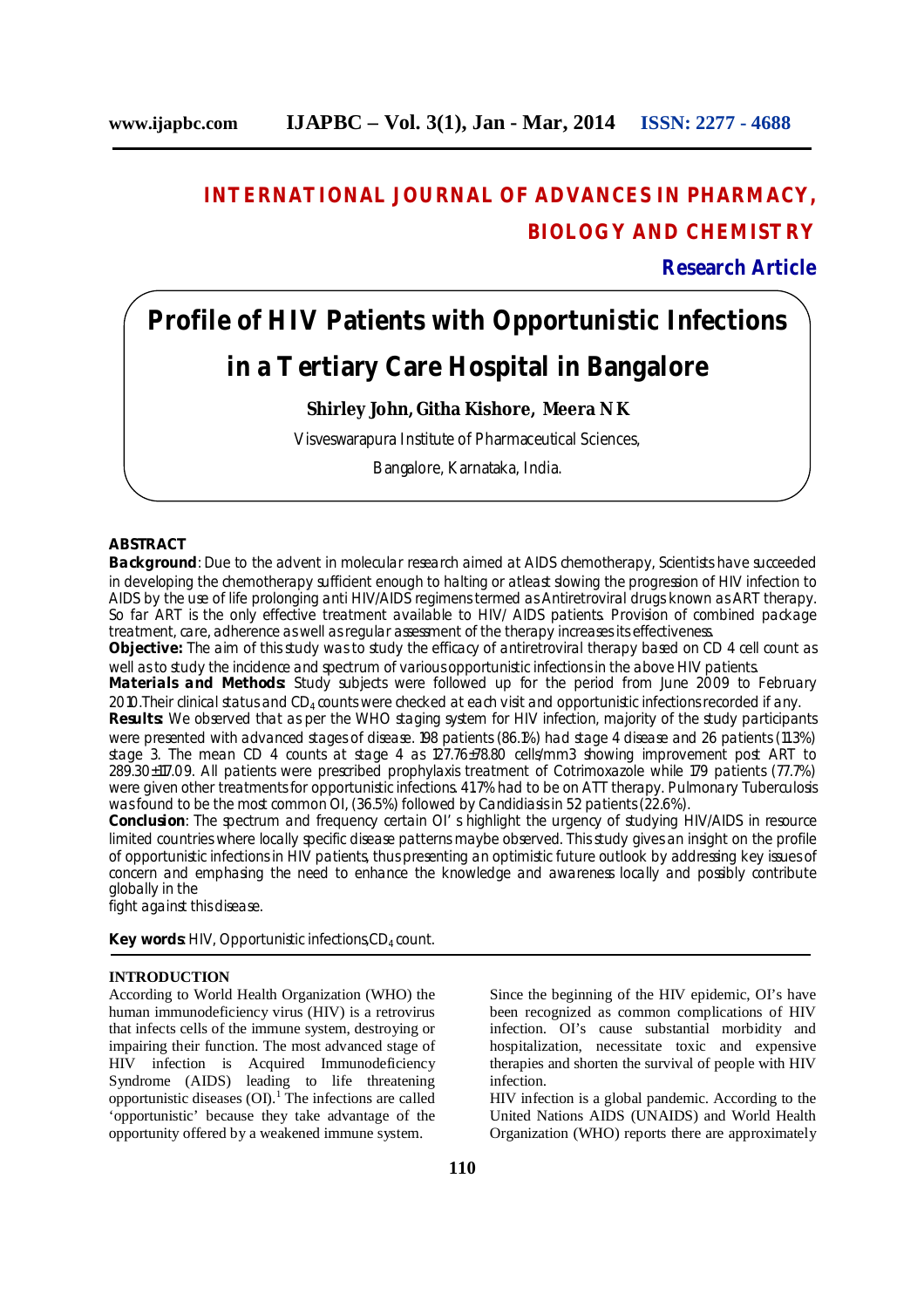# INTERNATIONAL JOURNAL OF ADVANCES IN PHARMACY, BIOLOGY AND CHEMISTRY

**Research Article**

# Profile of HIV Patients with Opportunistic Infections in a Tertiary Care Hospital in Bangalore

**Shirley John, Githa Kishore, Meera N K**

Visveswarapura Institute of Pharmaceutical Sciences,

Bangalore, Karnataka, India.

## ABSTRACT

**Background**: Due to the advent in molecular research aimed at AIDS chemotherapy, Scientists have succeeded in developing the chemotherapy sufficient enough to halting or atleast slowing the progression of HIV infection to AIDS by the use of life prolonging anti HIV/AIDS regimens termed as Antiretroviral drugs known as ART therapy. So far ART is the only effective treatment available to HIV/ AIDS patients. Provision of combined package treatment, care, adherence as well as regular assessment of the therapy increases its effectiveness.

**Objective:** The aim of this study was to study the efficacy of antiretroviral therapy based on CD 4 cell count as well as to study the incidence and spectrum of various opportunistic infections in the above HIV patients.

**Materials and Methods:** Study subjects were followed up for the period from June 2009 to February 2010.Their clinical status and $CD_4$ counts were checked at each visit and opportunistic infections recorded if any.

**Results:** We observed that as per the WHO staging system for HIV infection, majority of the study participants were presented with advanced stages of disease. 198 patients (86.1%) had stage 4 disease and 26 patients (11.3%) stage 3. The mean CD 4 counts at stage 4 as 127.76±78.80 cells/mm3 showing improvement post ART to 289.30±117.09. All patients were prescribed prophylaxis treatment of Cotrimoxazole while 179 patients (77.7%) were given other treatments for opportunistic infections. 41.7% had to be on ATT therapy. Pulmonary Tuberculosis was found to be the most common OI, (36.5%) followed by Candidiasis in 52 patients (22.6%).

**Conclusion**: The spectrum and frequency certain OI' s highlight the urgency of studying HIV/AIDS in resource limited countries where locally specific disease patterns maybe observed. This study gives an insight on the profile of opportunistic infections in HIV patients, thus presenting an optimistic future outlook by addressing key issues of concern and emphasing the need to enhance the knowledge and awareness locally and possibly contribute globally in the fight against this disease.

**Key words**: HIV, Opportunistic infections,$CD_4$ count.

## INTRODUCTION

According to World Health Organization (WHO) the human immunodeficiency virus (HIV) is a retrovirus that infects cells of the immune system, destroying or impairing their function. The most advanced stage of HIV infection is Acquired Immunodeficiency Syndrome (AIDS) leading to life threatening opportunistic diseases (OI).[1] The infections are called 'opportunistic' because they take advantage of the opportunity offered by a weakened immune system.

Since the beginning of the HIV epidemic, OI's have been recognized as common complications of HIV infection. OI's cause substantial morbidity and hospitalization, necessitate toxic and expensive therapies and shorten the survival of people with HIV infection.

HIV infection is a global pandemic. According to the United Nations AIDS (UNAIDS) and World Health Organization (WHO) reports there are approximately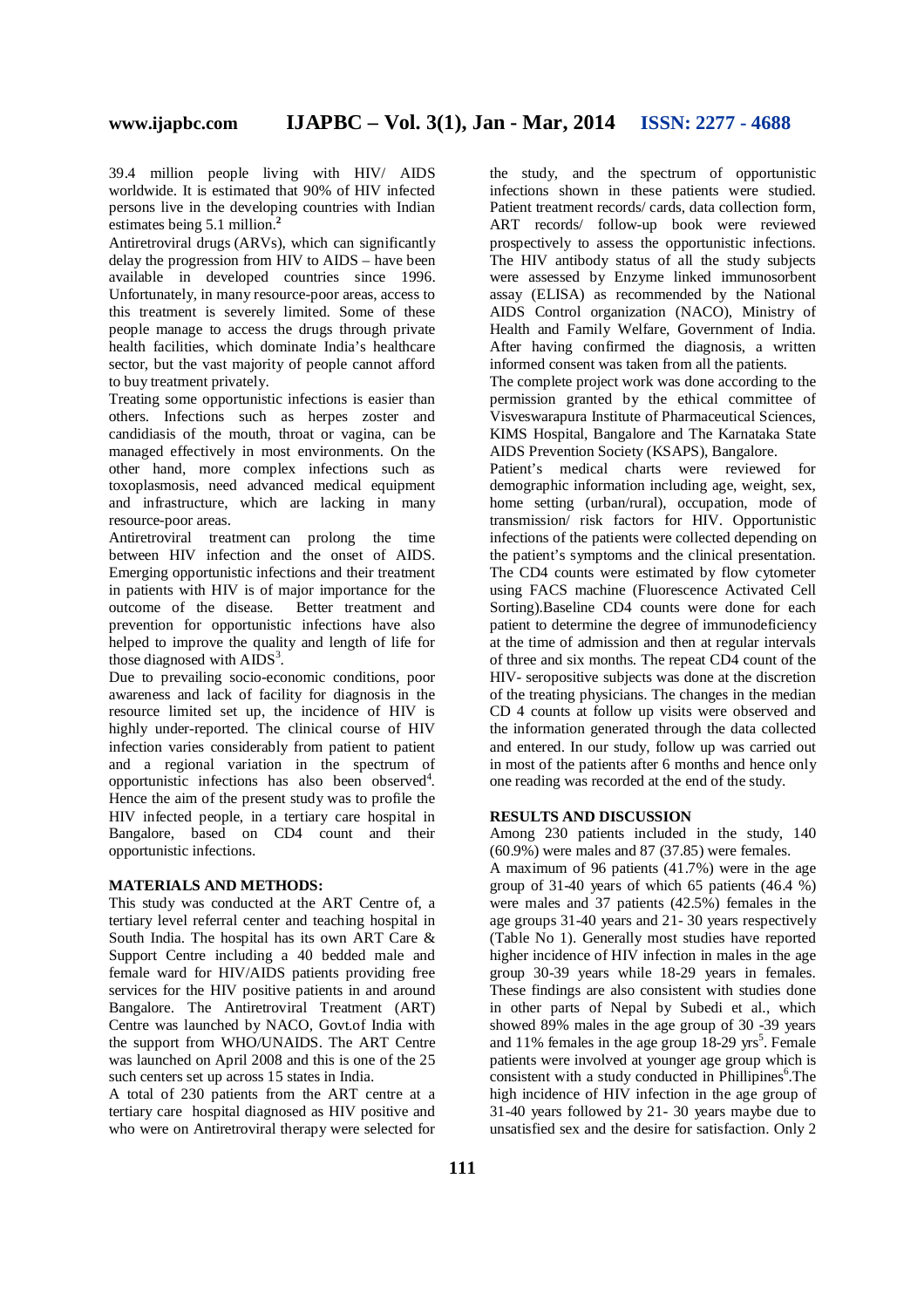39.4 million people living with HIV/ AIDS worldwide. It is estimated that 90% of HIV infected persons live in the developing countries with Indian estimates being 5.1 million.[2]

Antiretroviral drugs (ARVs), which can significantly delay the progression from HIV to AIDS – have been available in developed countries since 1996. Unfortunately, in many resource-poor areas, access to this treatment is severely limited. Some of these people manage to access the drugs through private health facilities, which dominate India's healthcare sector, but the vast majority of people cannot afford to buy treatment privately.

Treating some opportunistic infections is easier than others. Infections such as herpes zoster and candidiasis of the mouth, throat or vagina, can be managed effectively in most environments. On the other hand, more complex infections such as toxoplasmosis, need advanced medical equipment and infrastructure, which are lacking in many resource-poor areas.

Antiretroviral treatment can prolong the time between HIV infection and the onset of AIDS. Emerging opportunistic infections and their treatment in patients with HIV is of major importance for the outcome of the disease. Better treatment and prevention for opportunistic infections have also helped to improve the quality and length of life for those diagnosed with AIDS[3].

Due to prevailing socio-economic conditions, poor awareness and lack of facility for diagnosis in the resource limited set up, the incidence of HIV is highly under-reported. The clinical course of HIV infection varies considerably from patient to patient and a regional variation in the spectrum of opportunistic infections has also been observed[4]. Hence the aim of the present study was to profile the HIV infected people, in a tertiary care hospital in Bangalore, based on CD4 count and their opportunistic infections.

## MATERIALS AND METHODS:

This study was conducted at the ART Centre of, a tertiary level referral center and teaching hospital in South India. The hospital has its own ART Care & Support Centre including a 40 bedded male and female ward for HIV/AIDS patients providing free services for the HIV positive patients in and around Bangalore. The Antiretroviral Treatment (ART) Centre was launched by NACO, Govt.of India with the support from WHO/UNAIDS. The ART Centre was launched on April 2008 and this is one of the 25 such centers set up across 15 states in India.

A total of 230 patients from the ART centre at a tertiary care hospital diagnosed as HIV positive and who were on Antiretroviral therapy were selected for the study, and the spectrum of opportunistic infections shown in these patients were studied. Patient treatment records/ cards, data collection form, ART records/ follow-up book were reviewed prospectively to assess the opportunistic infections. The HIV antibody status of all the study subjects were assessed by Enzyme linked immunosorbent assay (ELISA) as recommended by the National AIDS Control organization (NACO), Ministry of Health and Family Welfare, Government of India. After having confirmed the diagnosis, a written informed consent was taken from all the patients.

The complete project work was done according to the permission granted by the ethical committee of Visveswarapura Institute of Pharmaceutical Sciences, KIMS Hospital, Bangalore and The Karnataka State AIDS Prevention Society (KSAPS), Bangalore.

Patient's medical charts were reviewed for demographic information including age, weight, sex, home setting (urban/rural), occupation, mode of transmission/ risk factors for HIV. Opportunistic infections of the patients were collected depending on the patient's symptoms and the clinical presentation. The CD4 counts were estimated by flow cytometer using FACS machine (Fluorescence Activated Cell Sorting).Baseline CD4 counts were done for each patient to determine the degree of immunodeficiency at the time of admission and then at regular intervals of three and six months. The repeat CD4 count of the HIV- seropositive subjects was done at the discretion of the treating physicians. The changes in the median CD 4 counts at follow up visits were observed and the information generated through the data collected and entered. In our study, follow up was carried out in most of the patients after 6 months and hence only one reading was recorded at the end of the study.

## RESULTS AND DISCUSSION

Among 230 patients included in the study, 140 (60.9%) were males and 87 (37.85) were females.

A maximum of 96 patients (41.7%) were in the age group of 31-40 years of which 65 patients (46.4 %) were males and 37 patients (42.5%) females in the age groups 31-40 years and 21- 30 years respectively (Table No 1). Generally most studies have reported higher incidence of HIV infection in males in the age group 30-39 years while 18-29 years in females. These findings are also consistent with studies done in other parts of Nepal by Subedi et al., which showed 89% males in the age group of 30 -39 years and 11% females in the age group 18-29 yrs[5]. Female patients were involved at younger age group which is consistent with a study conducted in Phillipines[6].The high incidence of HIV infection in the age group of 31-40 years followed by 21- 30 years maybe due to unsatisfied sex and the desire for satisfaction. Only 2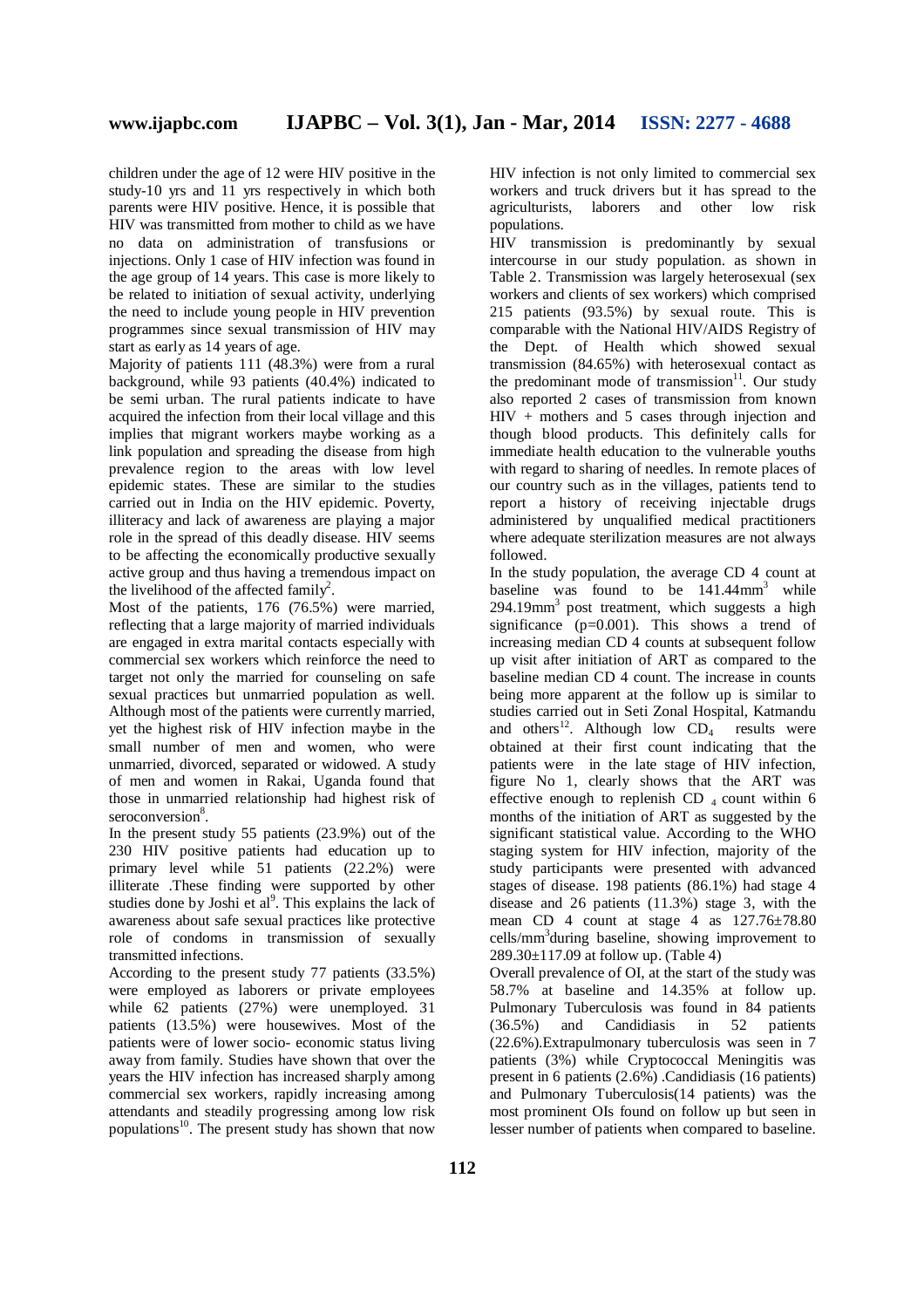children under the age of 12 were HIV positive in the study-10 yrs and 11 yrs respectively in which both parents were HIV positive. Hence, it is possible that HIV was transmitted from mother to child as we have no data on administration of transfusions or injections. Only 1 case of HIV infection was found in the age group of 14 years. This case is more likely to be related to initiation of sexual activity, underlying the need to include young people in HIV prevention programmes since sexual transmission of HIV may start as early as 14 years of age.

Majority of patients 111 (48.3%) were from a rural background, while 93 patients (40.4%) indicated to be semi urban. The rural patients indicate to have acquired the infection from their local village and this implies that migrant workers maybe working as a link population and spreading the disease from high prevalence region to the areas with low level epidemic states. These are similar to the studies carried out in India on the HIV epidemic. Poverty, illiteracy and lack of awareness are playing a major role in the spread of this deadly disease. HIV seems to be affecting the economically productive sexually active group and thus having a tremendous impact on the livelihood of the affected family[2].

Most of the patients, 176 (76.5%) were married, reflecting that a large majority of married individuals are engaged in extra marital contacts especially with commercial sex workers which reinforce the need to target not only the married for counseling on safe sexual practices but unmarried population as well. Although most of the patients were currently married, yet the highest risk of HIV infection maybe in the small number of men and women, who were unmarried, divorced, separated or widowed. A study of men and women in Rakai, Uganda found that those in unmarried relationship had highest risk of seroconversion[8].

In the present study 55 patients (23.9%) out of the 230 HIV positive patients had education up to primary level while 51 patients (22.2%) were illiterate .These finding were supported by other studies done by Joshi et al[9]. This explains the lack of awareness about safe sexual practices like protective role of condoms in transmission of sexually transmitted infections.

According to the present study 77 patients (33.5%) were employed as laborers or private employees while 62 patients (27%) were unemployed. 31 patients (13.5%) were housewives. Most of the patients were of lower socio- economic status living away from family. Studies have shown that over the years the HIV infection has increased sharply among commercial sex workers, rapidly increasing among attendants and steadily progressing among low risk populations[10]. The present study has shown that now HIV infection is not only limited to commercial sex workers and truck drivers but it has spread to the agriculturists, laborers and other low risk populations.

HIV transmission is predominantly by sexual intercourse in our study population. as shown in Table 2. Transmission was largely heterosexual (sex workers and clients of sex workers) which comprised 215 patients (93.5%) by sexual route. This is comparable with the National HIV/AIDS Registry of the Dept. of Health which showed sexual transmission (84.65%) with heterosexual contact as the predominant mode of transmission[11]. Our study also reported 2 cases of transmission from known HIV + mothers and 5 cases through injection and though blood products. This definitely calls for immediate health education to the vulnerable youths with regard to sharing of needles. In remote places of our country such as in the villages, patients tend to report a history of receiving injectable drugs administered by unqualified medical practitioners where adequate sterilization measures are not always followed.

In the study population, the average CD 4 count at baseline was found to be 141.44mm$^3$ while 294.19mm$^3$ post treatment, which suggests a high significance ($p=0.001$). This shows a trend of increasing median CD 4 counts at subsequent follow up visit after initiation of ART as compared to the baseline median CD 4 count. The increase in counts being more apparent at the follow up is similar to studies carried out in Seti Zonal Hospital, Katmandu and others[12]. Although low $CD_4$ results were obtained at their first count indicating that the patients were in the late stage of HIV infection, figure No 1, clearly shows that the ART was effective enough to replenish CD $_4$ count within 6 months of the initiation of ART as suggested by the significant statistical value. According to the WHO staging system for HIV infection, majority of the study participants were presented with advanced stages of disease. 198 patients (86.1%) had stage 4 disease and 26 patients (11.3%) stage 3, with the mean CD 4 count at stage 4 as 127.76±78.80 cells/mm$^3$during baseline, showing improvement to 289.30±117.09 at follow up. (Table 4)

Overall prevalence of OI, at the start of the study was 58.7% at baseline and 14.35% at follow up. Pulmonary Tuberculosis was found in 84 patients (36.5%) and Candidiasis in 52 patients (22.6%).Extrapulmonary tuberculosis was seen in 7 patients (3%) while Cryptococcal Meningitis was present in 6 patients (2.6%) .Candidiasis (16 patients) and Pulmonary Tuberculosis(14 patients) was the most prominent OIs found on follow up but seen in lesser number of patients when compared to baseline.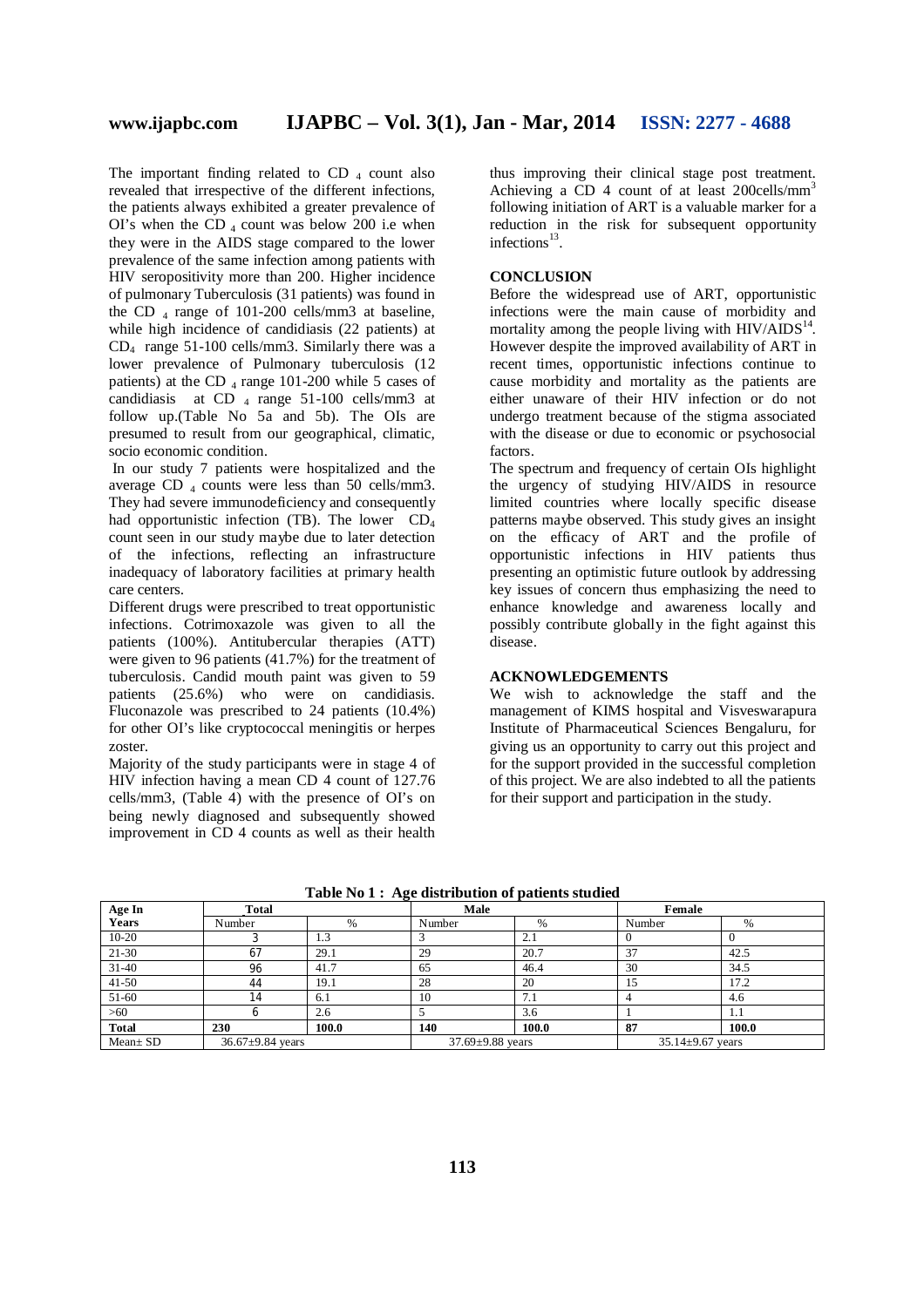The important finding related to $CD_4$ count also revealed that irrespective of the different infections, the patients always exhibited a greater prevalence of OI's when the $CD_4$ count was below 200 i.e when they were in the AIDS stage compared to the lower prevalence of the same infection among patients with HIV seropositivity more than 200. Higher incidence of pulmonary Tuberculosis (31 patients) was found in the $CD_4$ range of 101-200 cells/mm3 at baseline, while high incidence of candidiasis (22 patients) at $CD_4$ range 51-100 cells/mm3. Similarly there was a lower prevalence of Pulmonary tuberculosis (12 patients) at the $CD_4$ range 101-200 while 5 cases of candidiasis at $CD_4$ range 51-100 cells/mm3 at follow up.(Table No 5a and 5b). The OIs are presumed to result from our geographical, climatic, socio economic condition.

In our study 7 patients were hospitalized and the average $CD_4$ counts were less than 50 cells/mm3. They had severe immunodeficiency and consequently had opportunistic infection (TB). The lower $CD_4$ count seen in our study maybe due to later detection of the infections, reflecting an infrastructure inadequacy of laboratory facilities at primary health care centers.

Different drugs were prescribed to treat opportunistic infections. Cotrimoxazole was given to all the patients (100%). Antitubercular therapies (ATT) were given to 96 patients (41.7%) for the treatment of tuberculosis. Candid mouth paint was given to 59 patients (25.6%) who were on candidiasis. Fluconazole was prescribed to 24 patients (10.4%) for other OI's like cryptococcal meningitis or herpes zoster.

Majority of the study participants were in stage 4 of HIV infection having a mean CD 4 count of 127.76 cells/mm3, (Table 4) with the presence of OI's on being newly diagnosed and subsequently showed improvement in CD 4 counts as well as their health thus improving their clinical stage post treatment. Achieving a CD 4 count of at least 200cells/$mm^3$ following initiation of ART is a valuable marker for a reduction in the risk for subsequent opportunity infections[13].

## CONCLUSION

Before the widespread use of ART, opportunistic infections were the main cause of morbidity and mortality among the people living with HIV/AIDS[14]. However despite the improved availability of ART in recent times, opportunistic infections continue to cause morbidity and mortality as the patients are either unaware of their HIV infection or do not undergo treatment because of the stigma associated with the disease or due to economic or psychosocial factors.

The spectrum and frequency of certain OIs highlight the urgency of studying HIV/AIDS in resource limited countries where locally specific disease patterns maybe observed. This study gives an insight on the efficacy of ART and the profile of opportunistic infections in HIV patients thus presenting an optimistic future outlook by addressing key issues of concern thus emphasizing the need to enhance knowledge and awareness locally and possibly contribute globally in the fight against this disease.

## ACKNOWLEDGEMENTS

We wish to acknowledge the staff and the management of KIMS hospital and Visveswarapura Institute of Pharmaceutical Sciences Bengaluru, for giving us an opportunity to carry out this project and for the support provided in the successful completion of this project. We are also indebted to all the patients for their support and participation in the study.

**Table No 1 : Age distribution of patients studied**

| Age In Years | Total | | Male | | Female | |
|---|---|---|---|---|---|---|
| | Number | % | Number | % | Number | % |
| 10-20 | 3 | 1.3 | 3 | 2.1 | 0 | 0 |
| 21-30 | 67 | 29.1 | 29 | 20.7 | 37 | 42.5 |
| 31-40 | 96 | 41.7 | 65 | 46.4 | 30 | 34.5 |
| 41-50 | 44 | 19.1 | 28 | 20 | 15 | 17.2 |
| 51-60 | 14 | 6.1 | 10 | 7.1 | 4 | 4.6 |
| >60 | 6 | 2.6 | 5 | 3.6 | 1 | 1.1 |
| **Total** | **230** | **100.0** | **140** | **100.0** | **87** | **100.0** |
| Mean± SD | 36.67±9.84 years | | 37.69±9.88 years | | 35.14±9.67 years | |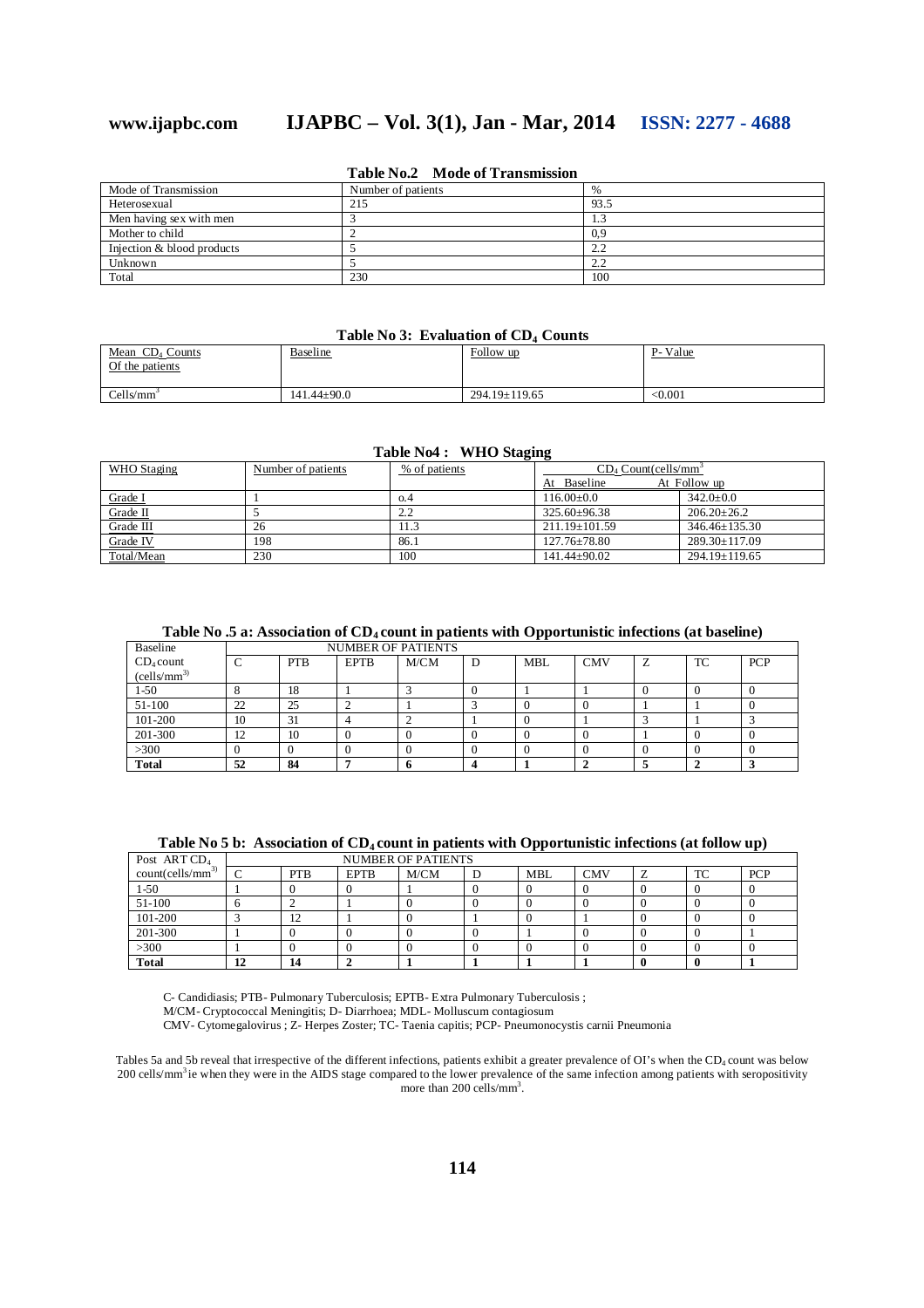**Table No.2 Mode of Transmission**

| Mode of Transmission | Number of patients | % |
|---|---|---|
| Heterosexual | 215 | 93.5 |
| Men having sex with men | 3 | 1.3 |
| Mother to child | 2 | 0,9 |
| Injection & blood products | 5 | 2.2 |
| Unknown | 5 | 2.2 |
| Total | 230 | 100 |

**Table No 3: Evaluation of $CD_4$ Counts**

| Mean $CD_4$ Counts Of the patients | Baseline | Follow up | P- Value |
|---|---|---|---|
| Cells/mm$^3$ | 141.44±90.0 | 294.19±119.65 | <0.001 |

**Table No4 : WHO Staging**

| WHO Staging | Number of patients | % of patients | $CD_4$ Count(cells/mm$^3$ | |
|---|---|---|---|---|
| | | | At Baseline | At Follow up |
| Grade I | 1 | o.4 | 116.00±0.0 | 342.0±0.0 |
| Grade II | 5 | 2.2 | 325.60±96.38 | 206.20±26.2 |
| Grade III | 26 | 11.3 | 211.19±101.59 | 346.46±135.30 |
| Grade IV | 198 | 86.1 | 127.76±78.80 | 289.30±117.09 |
| Total/Mean | 230 | 100 | 141.44±90.02 | 294.19±119.65 |

**Table No .5 a: Association of $CD_4$ count in patients with Opportunistic infections (at baseline)**

| Baseline $CD_4$ count (cells/mm$^3$) | NUMBER OF PATIENTS | | | | | | | | | |
|---|---|---|---|---|---|---|---|---|---|---|
| | C | PTB | EPTB | M/CM | D | MBL | CMV | Z | TC | PCP |
| 1-50 | 8 | 18 | 1 | 3 | 0 | 1 | 1 | 0 | 0 | 0 |
| 51-100 | 22 | 25 | 2 | 1 | 3 | 0 | 0 | 1 | 1 | 0 |
| 101-200 | 10 | 31 | 4 | 2 | 1 | 0 | 1 | 3 | 1 | 3 |
| 201-300 | 12 | 10 | 0 | 0 | 0 | 0 | 0 | 1 | 0 | 0 |
| >300 | 0 | 0 | 0 | 0 | 0 | 0 | 0 | 0 | 0 | 0 |
| **Total** | **52** | **84** | **7** | **6** | **4** | **1** | **2** | **5** | **2** | **3** |

**Table No 5 b: Association of $CD_4$ count in patients with Opportunistic infections (at follow up)**

| Post ART $CD_4$ count(cells/mm$^3$) | NUMBER OF PATIENTS | | | | | | | | | |
|---|---|---|---|---|---|---|---|---|---|---|
| | C | PTB | EPTB | M/CM | D | MBL | CMV | Z | TC | PCP |
| 1-50 | 1 | 0 | 0 | 1 | 0 | 0 | 0 | 0 | 0 | 0 |
| 51-100 | 6 | 2 | 1 | 0 | 0 | 0 | 0 | 0 | 0 | 0 |
| 101-200 | 3 | 12 | 1 | 0 | 1 | 0 | 1 | 0 | 0 | 0 |
| 201-300 | 1 | 0 | 0 | 0 | 0 | 1 | 0 | 0 | 0 | 1 |
| >300 | 1 | 0 | 0 | 0 | 0 | 0 | 0 | 0 | 0 | 0 |
| **Total** | **12** | **14** | **2** | **1** | **1** | **1** | **1** | **0** | **0** | **1** |

C- Candidiasis; PTB- Pulmonary Tuberculosis; EPTB- Extra Pulmonary Tuberculosis ;
M/CM- Cryptococcal Meningitis; D- Diarrhoea; MDL- Molluscum contagiosum
CMV- Cytomegalovirus ; Z- Herpes Zoster; TC- Taenia capitis; PCP- Pneumonocystis carnii Pneumonia

Tables 5a and 5b reveal that irrespective of the different infections, patients exhibit a greater prevalence of OI's when the $CD_4$ count was below 200 cells/mm$^3$ ie when they were in the AIDS stage compared to the lower prevalence of the same infection among patients with seropositivity more than 200 cells/mm$^3$.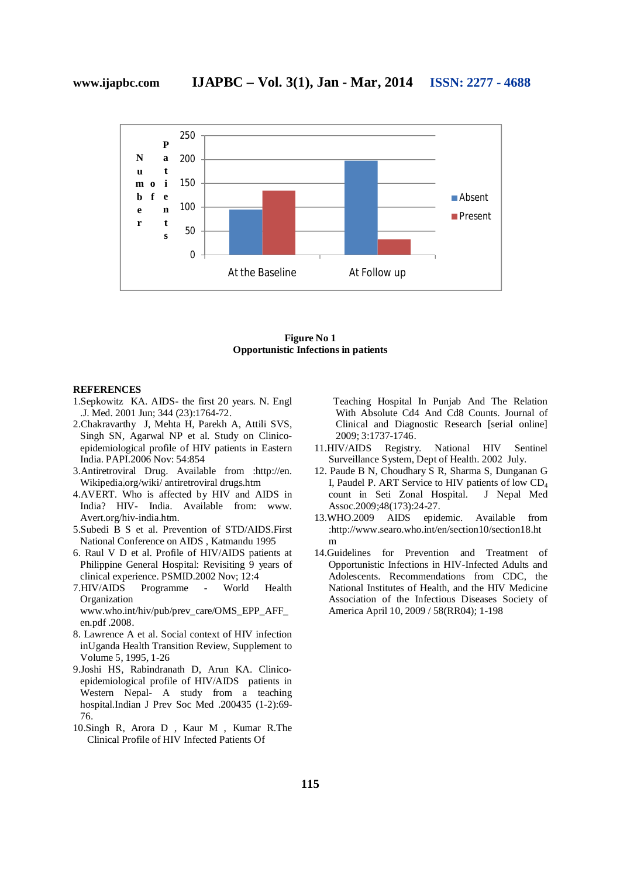Number of Patients

250

200

150

100

50

0

At the Baseline

At Follow up

Absent

Present

**Figure No 1**
**Opportunistic Infections in patients**

## REFERENCES

1. Sepkowitz KA. AIDS- the first 20 years. N. Engl .J. Med. 2001 Jun; 344 (23):1764-72.
2. Chakravarthy J, Mehta H, Parekh A, Attili SVS, Singh SN, Agarwal NP et al. Study on Clinico-epidemiological profile of HIV patients in Eastern India. PAPI.2006 Nov: 54:854
3. Antiretroviral Drug. Available from :http://en. Wikipedia.org/wiki/ antiretroviral drugs.htm
4. AVERT. Who is affected by HIV and AIDS in India? HIV- India. Available from: www. Avert.org/hiv-india.htm.
5. Subedi B S et al. Prevention of STD/AIDS.First National Conference on AIDS , Katmandu 1995
6. Raul V D et al. Profile of HIV/AIDS patients at Philippine General Hospital: Revisiting 9 years of clinical experience. PSMID.2002 Nov; 12:4
7. HIV/AIDS Programme - World Health Organization www.who.int/hiv/pub/prev_care/OMS_EPP_AFF_en.pdf .2008.
8. Lawrence A et al. Social context of HIV infection inUganda Health Transition Review, Supplement to Volume 5, 1995, 1-26
9. Joshi HS, Rabindranath D, Arun KA. Clinico-epidemiological profile of HIV/AIDS patients in Western Nepal- A study from a teaching hospital.Indian J Prev Soc Med .200435 (1-2):69-76.
10. Singh R, Arora D , Kaur M , Kumar R.The Clinical Profile of HIV Infected Patients Of Teaching Hospital In Punjab And The Relation With Absolute Cd4 And Cd8 Counts. Journal of Clinical and Diagnostic Research [serial online] 2009; 3:1737-1746.
11. HIV/AIDS Registry. National HIV Sentinel Surveillance System, Dept of Health. 2002 July.
12. Paude B N, Choudhary S R, Sharma S, Dunganan G I, Paudel P. ART Service to HIV patients of low $CD_4$ count in Seti Zonal Hospital. J Nepal Med Assoc.2009;48(173):24-27.
13. WHO.2009 AIDS epidemic. Available from :http://www.searo.who.int/en/section10/section18.htm
14. Guidelines for Prevention and Treatment of Opportunistic Infections in HIV-Infected Adults and Adolescents. Recommendations from CDC, the National Institutes of Health, and the HIV Medicine Association of the Infectious Diseases Society of America April 10, 2009 / 58(RR04); 1-198